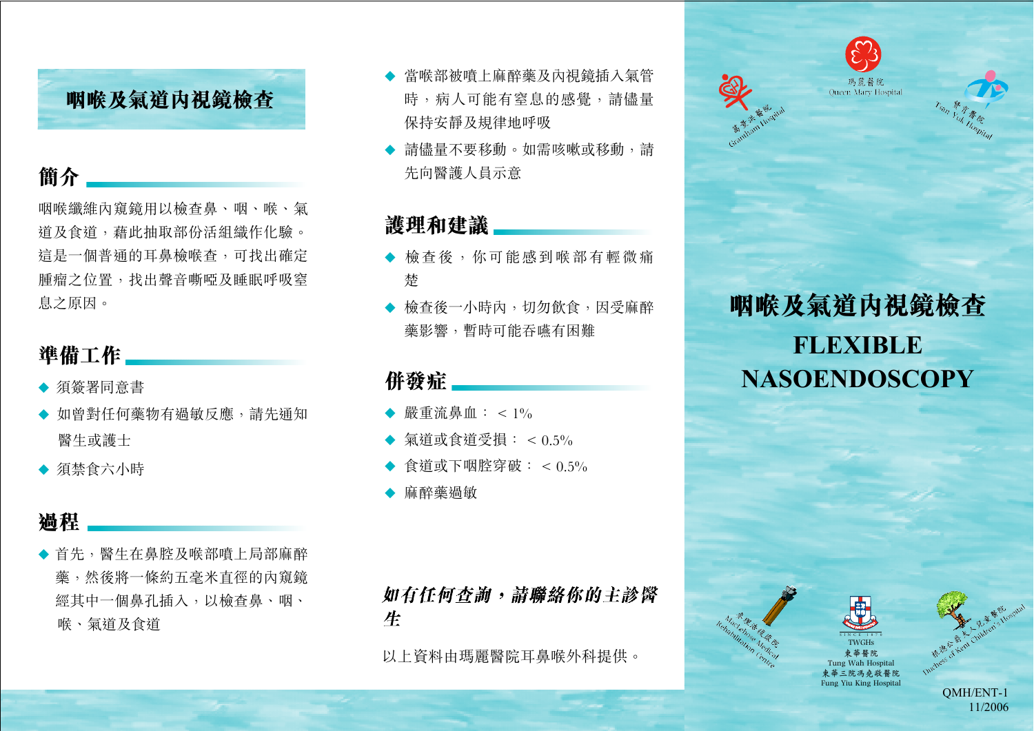# 咽喉及氣道內視鏡檢查

## 簡介

咽喉纖維內窺鏡用以檢查鼻、咽、喉、氣道及食道，藉此抽取部份活組織作化驗。這是一個普通的耳鼻檢喉查，可找出確定腫瘤之位置，找出聲音嘶啞及睡眠呼吸窒息之原因。

## 準備工作

- 須簽署同意書
- 如曾對任何藥物有過敏反應，請先通知醫生或護士
- 須禁食六小時

## 過程

- 首先，醫生在鼻腔及喉部噴上局部麻醉藥，然後將一條約五毫米直徑的內窺鏡經其中一個鼻孔插入，以檢查鼻、咽、喉、氣道及食道
- 當喉部被噴上麻醉藥及內視鏡插入氣管時，病人可能有窒息的感覺，請儘量保持安靜及規律地呼吸
- 請儘量不要移動。如需咳嗽或移動，請先向醫護人員示意

## 護理和建議

- 檢查後，你可能感到喉部有輕微痛楚
- 檢查後一小時內，切勿飲食，因受麻醉藥影響，暫時可能吞嚥有困難

## 併發症

- 嚴重流鼻血：$< 1\%$
- 氣道或食道受損：$< 0.5\%$
- 食道或下咽腔穿破：$< 0.5\%$
- 麻醉藥過敏

***如有任何查詢，請聯絡你的主診醫生***

以上資料由瑪麗醫院耳鼻喉外科提供。

瑪麗醫院 Queen Mary Hospital

葛量洪醫院 Grantham Hospital

贊育醫院 Tsan Yuk Hospital

# 咽喉及氣道內視鏡檢查

# FLEXIBLE NASOENDOSCOPY

麥理浩復康院 MacLehose Medical Rehabilitation Centre

TWGHs 東華醫院 Tung Wah Hospital 東華三院馮堯敬醫院 Fung Yiu King Hospital

根德公爵夫人兒童醫院 Duchess of Kent Children's Hospital

QMH/ENT-1
11/2006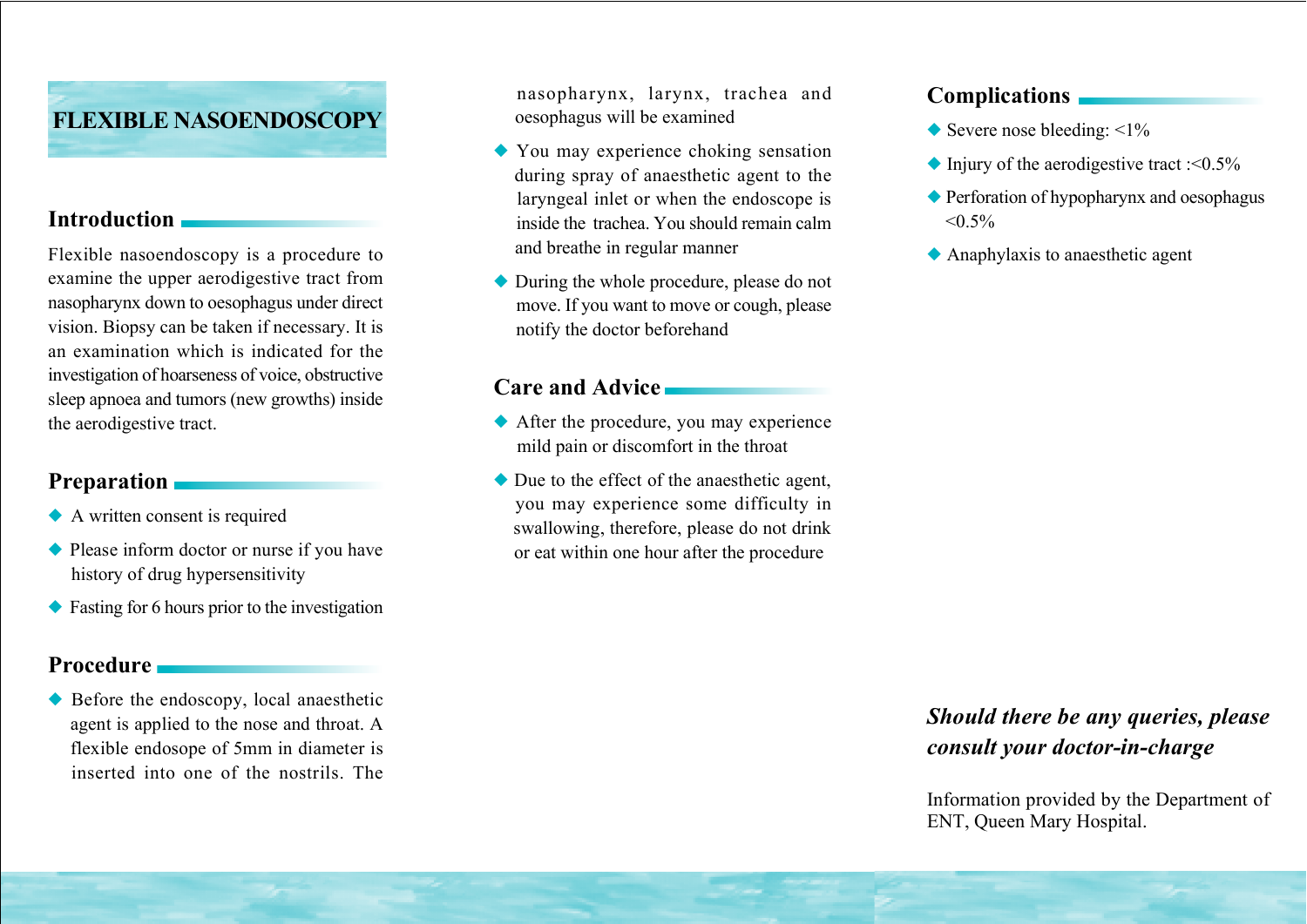# FLEXIBLE NASOENDOSCOPY

## Introduction

Flexible nasoendoscopy is a procedure to examine the upper aerodigestive tract from nasopharynx down to oesophagus under direct vision. Biopsy can be taken if necessary. It is an examination which is indicated for the investigation of hoarseness of voice, obstructive sleep apnoea and tumors (new growths) inside the aerodigestive tract.

## Preparation

- A written consent is required
- Please inform doctor or nurse if you have history of drug hypersensitivity
- Fasting for 6 hours prior to the investigation

## Procedure

- Before the endoscopy, local anaesthetic agent is applied to the nose and throat. A flexible endosope of 5mm in diameter is inserted into one of the nostrils. The nasopharynx, larynx, trachea and oesophagus will be examined
- You may experience choking sensation during spray of anaesthetic agent to the laryngeal inlet or when the endoscope is inside the trachea. You should remain calm and breathe in regular manner
- During the whole procedure, please do not move. If you want to move or cough, please notify the doctor beforehand

## Care and Advice

- After the procedure, you may experience mild pain or discomfort in the throat
- Due to the effect of the anaesthetic agent, you may experience some difficulty in swallowing, therefore, please do not drink or eat within one hour after the procedure

## Complications

- Severe nose bleeding: <1%
- Injury of the aerodigestive tract :<0.5%
- Perforation of hypopharynx and oesophagus <0.5%
- Anaphylaxis to anaesthetic agent

***Should there be any queries, please consult your doctor-in-charge***

Information provided by the Department of ENT, Queen Mary Hospital.